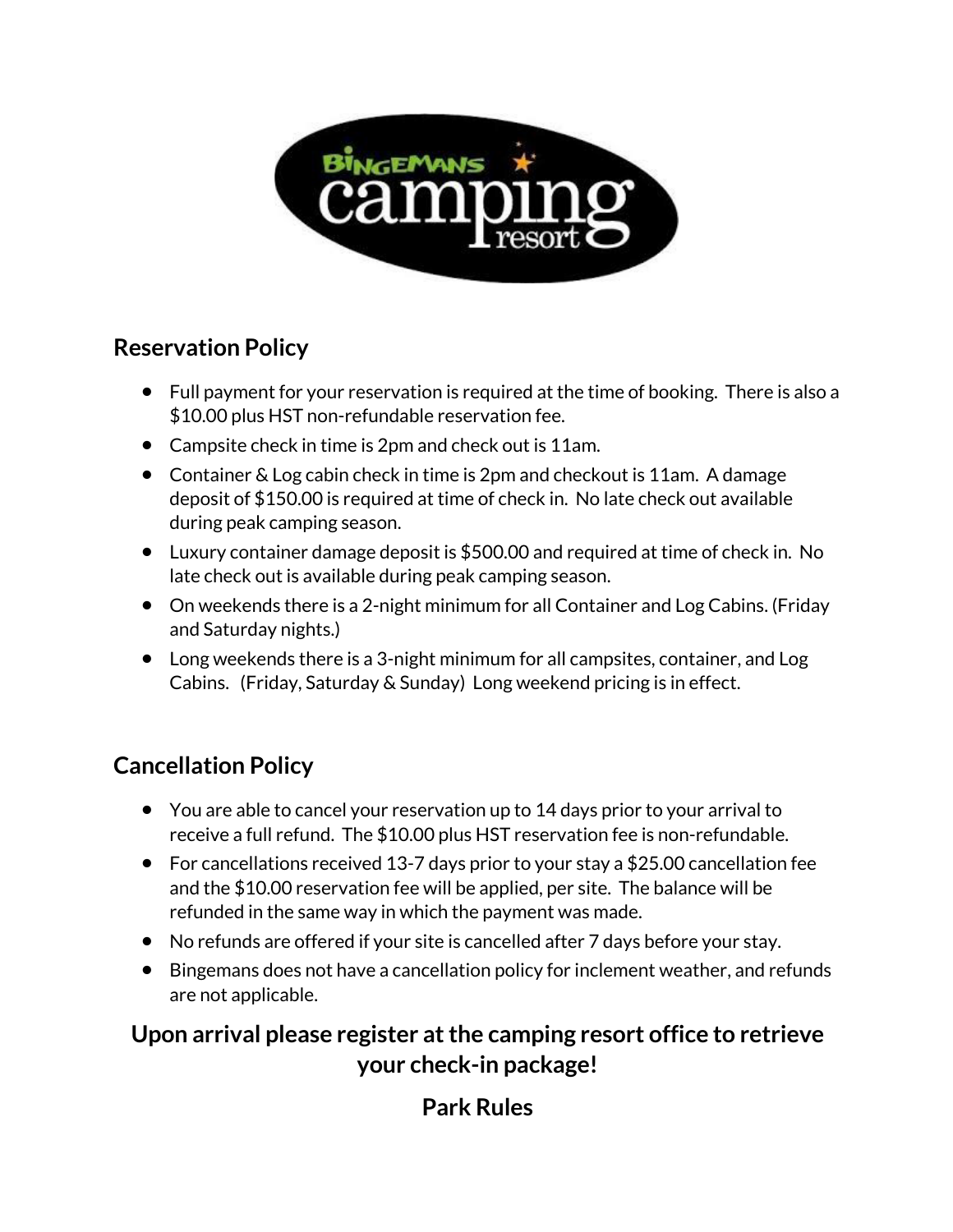## Reservation Policy

- Full payment for your reservation is required at the time of booking. There is also a $10.00 plus HST non-refundable reservation fee.
- Campsite check in time is 2pm and check out is 11am.
- Container & Log cabin check in time is 2pm and checkout is 11am. A damage deposit of $150.00 is required at time of check in. No late check out available during peak camping season.
- Luxury container damage deposit is $500.00 and required at time of check in. No late check out is available during peak camping season.
- On weekends there is a 2-night minimum for all Container and Log Cabins. (Friday and Saturday nights.)
- Long weekends there is a 3-night minimum for all campsites, container, and Log Cabins. (Friday, Saturday & Sunday) Long weekend pricing is in effect.

## Cancellation Policy

- You are able to cancel your reservation up to 14 days prior to your arrival to receive a full refund. The $10.00 plus HST reservation fee is non-refundable.
- For cancellations received 13-7 days prior to your stay a $25.00 cancellation fee and the $10.00 reservation fee will be applied, per site. The balance will be refunded in the same way in which the payment was made.
- No refunds are offered if your site is cancelled after 7 days before your stay.
- Bingemans does not have a cancellation policy for inclement weather, and refunds are not applicable.

**Upon arrival please register at the camping resort office to retrieve your check-in package!**

## Park Rules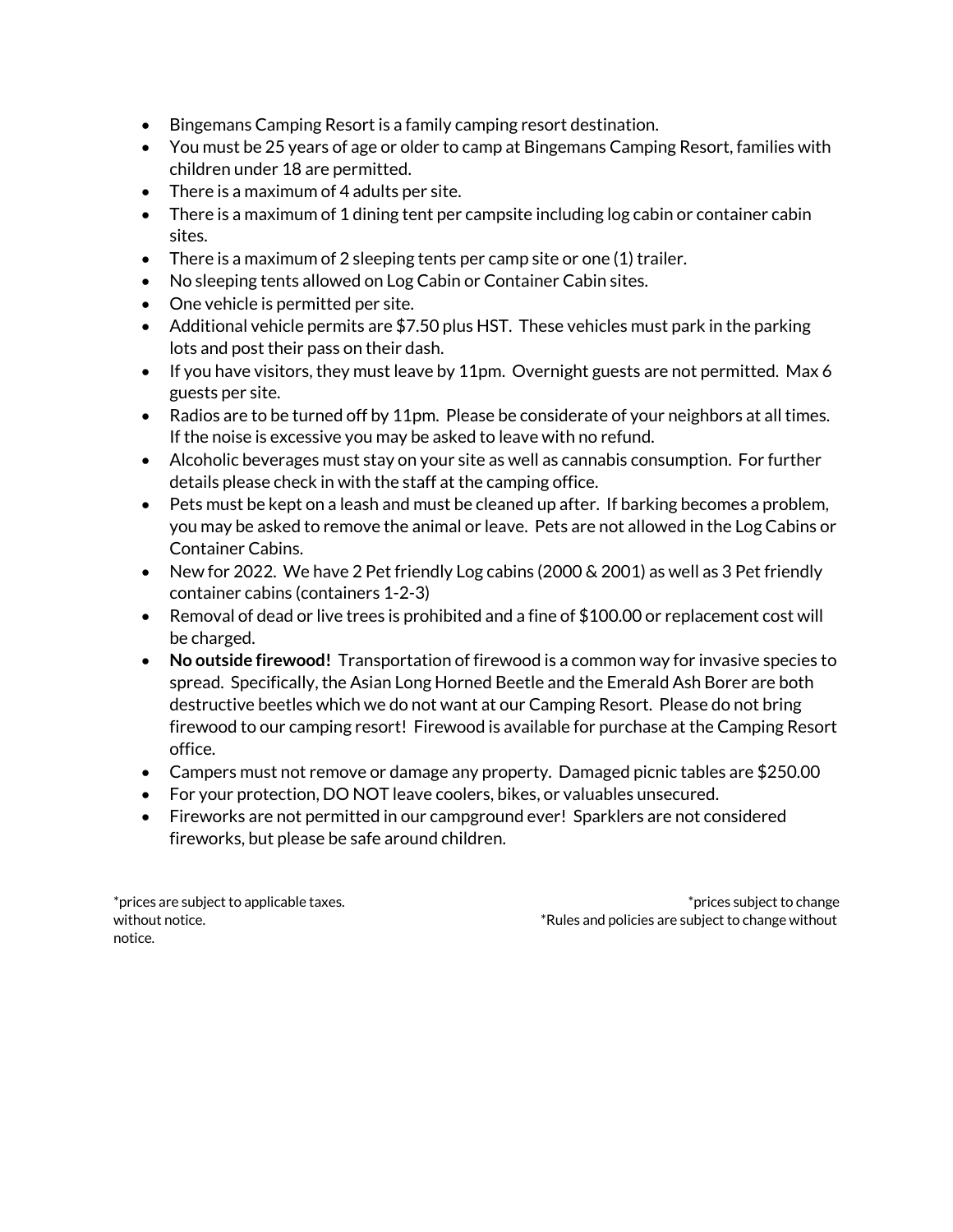- Bingemans Camping Resort is a family camping resort destination.
- You must be 25 years of age or older to camp at Bingemans Camping Resort, families with children under 18 are permitted.
- There is a maximum of 4 adults per site.
- There is a maximum of 1 dining tent per campsite including log cabin or container cabin sites.
- There is a maximum of 2 sleeping tents per camp site or one (1) trailer.
- No sleeping tents allowed on Log Cabin or Container Cabin sites.
- One vehicle is permitted per site.
- Additional vehicle permits are $7.50 plus HST. These vehicles must park in the parking lots and post their pass on their dash.
- If you have visitors, they must leave by 11pm. Overnight guests are not permitted. Max 6 guests per site.
- Radios are to be turned off by 11pm. Please be considerate of your neighbors at all times. If the noise is excessive you may be asked to leave with no refund.
- Alcoholic beverages must stay on your site as well as cannabis consumption. For further details please check in with the staff at the camping office.
- Pets must be kept on a leash and must be cleaned up after. If barking becomes a problem, you may be asked to remove the animal or leave. Pets are not allowed in the Log Cabins or Container Cabins.
- New for 2022. We have 2 Pet friendly Log cabins (2000 & 2001) as well as 3 Pet friendly container cabins (containers 1-2-3)
- Removal of dead or live trees is prohibited and a fine of $100.00 or replacement cost will be charged.
- **No outside firewood!** Transportation of firewood is a common way for invasive species to spread. Specifically, the Asian Long Horned Beetle and the Emerald Ash Borer are both destructive beetles which we do not want at our Camping Resort. Please do not bring firewood to our camping resort! Firewood is available for purchase at the Camping Resort office.
- Campers must not remove or damage any property. Damaged picnic tables are $250.00
- For your protection, DO NOT leave coolers, bikes, or valuables unsecured.
- Fireworks are not permitted in our campground ever! Sparklers are not considered fireworks, but please be safe around children.

*prices are subject to applicable taxes.
*prices subject to change without notice.
*Rules and policies are subject to change without notice.